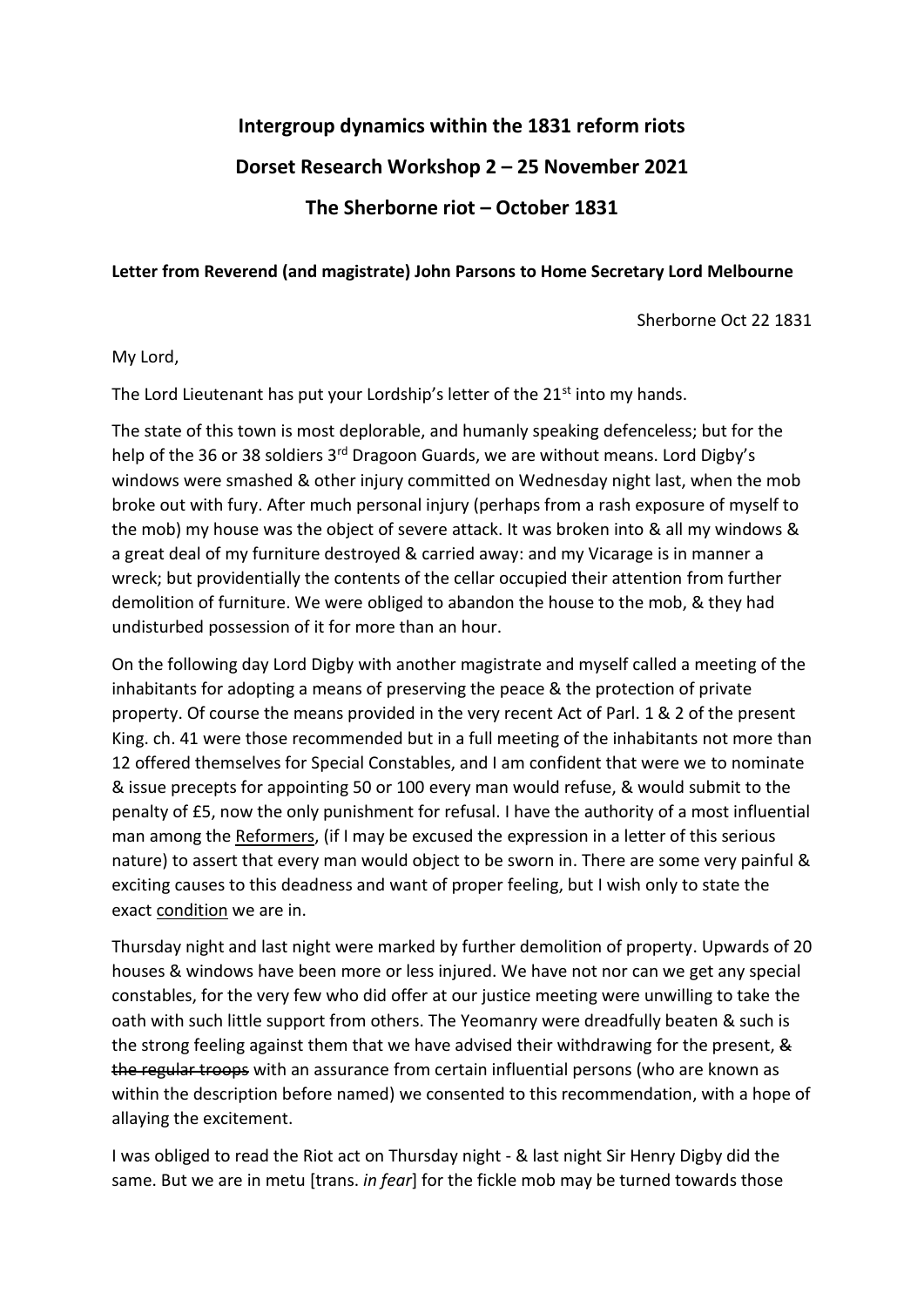# Intergroup dynamics within the 1831 reform riots

## Dorset Research Workshop 2 – 25 November 2021

## The Sherborne riot – October 1831

**Letter from Reverend (and magistrate) John Parsons to Home Secretary Lord Melbourne**

Sherborne Oct 22 1831

My Lord,

The Lord Lieutenant has put your Lordship's letter of the 21st into my hands.

The state of this town is most deplorable, and humanly speaking defenceless; but for the help of the 36 or 38 soldiers 3rd Dragoon Guards, we are without means. Lord Digby's windows were smashed & other injury committed on Wednesday night last, when the mob broke out with fury. After much personal injury (perhaps from a rash exposure of myself to the mob) my house was the object of severe attack. It was broken into & all my windows & a great deal of my furniture destroyed & carried away: and my Vicarage is in manner a wreck; but providentially the contents of the cellar occupied their attention from further demolition of furniture. We were obliged to abandon the house to the mob, & they had undisturbed possession of it for more than an hour.

On the following day Lord Digby with another magistrate and myself called a meeting of the inhabitants for adopting a means of preserving the peace & the protection of private property. Of course the means provided in the very recent Act of Parl. 1 & 2 of the present King. ch. 41 were those recommended but in a full meeting of the inhabitants not more than 12 offered themselves for Special Constables, and I am confident that were we to nominate & issue precepts for appointing 50 or 100 every man would refuse, & would submit to the penalty of £5, now the only punishment for refusal. I have the authority of a most influential man among the <u>Reformers</u>, (if I may be excused the expression in a letter of this serious nature) to assert that every man would object to be sworn in. There are some very painful & exciting causes to this deadness and want of proper feeling, but I wish only to state the exact <u>condition</u> we are in.

Thursday night and last night were marked by further demolition of property. Upwards of 20 houses & windows have been more or less injured. We have not nor can we get any special constables, for the very few who did offer at our justice meeting were unwilling to take the oath with such little support from others. The Yeomanry were dreadfully beaten & such is the strong feeling against them that we have advised their withdrawing for the present, ~~& the regular troops~~ with an assurance from certain influential persons (who are known as within the description before named) we consented to this recommendation, with a hope of allaying the excitement.

I was obliged to read the Riot act on Thursday night - & last night Sir Henry Digby did the same. But we are in metu [trans. *in fear*] for the fickle mob may be turned towards those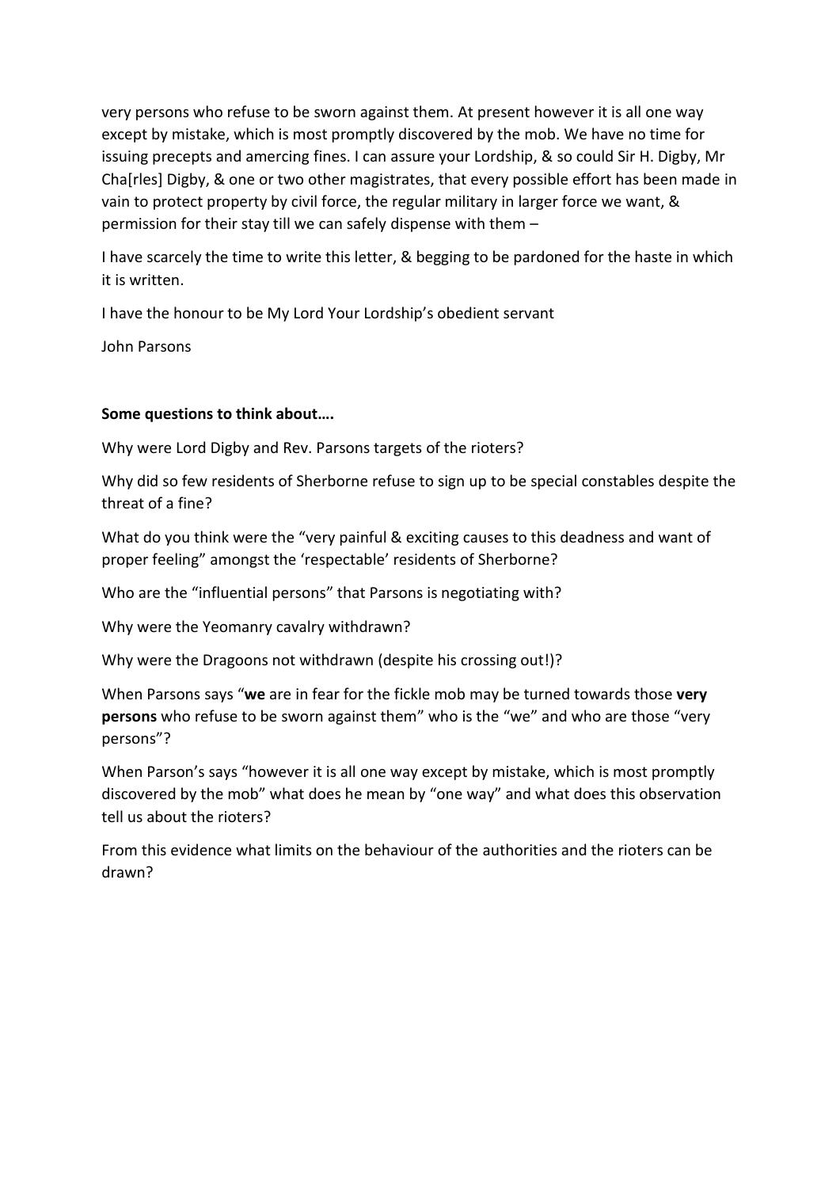very persons who refuse to be sworn against them. At present however it is all one way except by mistake, which is most promptly discovered by the mob. We have no time for issuing precepts and amercing fines. I can assure your Lordship, & so could Sir H. Digby, Mr Cha[rles] Digby, & one or two other magistrates, that every possible effort has been made in vain to protect property by civil force, the regular military in larger force we want, & permission for their stay till we can safely dispense with them –

I have scarcely the time to write this letter, & begging to be pardoned for the haste in which it is written.

I have the honour to be My Lord Your Lordship's obedient servant

John Parsons

**Some questions to think about….**

Why were Lord Digby and Rev. Parsons targets of the rioters?

Why did so few residents of Sherborne refuse to sign up to be special constables despite the threat of a fine?

What do you think were the "very painful & exciting causes to this deadness and want of proper feeling" amongst the 'respectable' residents of Sherborne?

Who are the "influential persons" that Parsons is negotiating with?

Why were the Yeomanry cavalry withdrawn?

Why were the Dragoons not withdrawn (despite his crossing out!)?

When Parsons says "**we** are in fear for the fickle mob may be turned towards those **very persons** who refuse to be sworn against them" who is the "we" and who are those "very persons"?

When Parson's says "however it is all one way except by mistake, which is most promptly discovered by the mob" what does he mean by "one way" and what does this observation tell us about the rioters?

From this evidence what limits on the behaviour of the authorities and the rioters can be drawn?